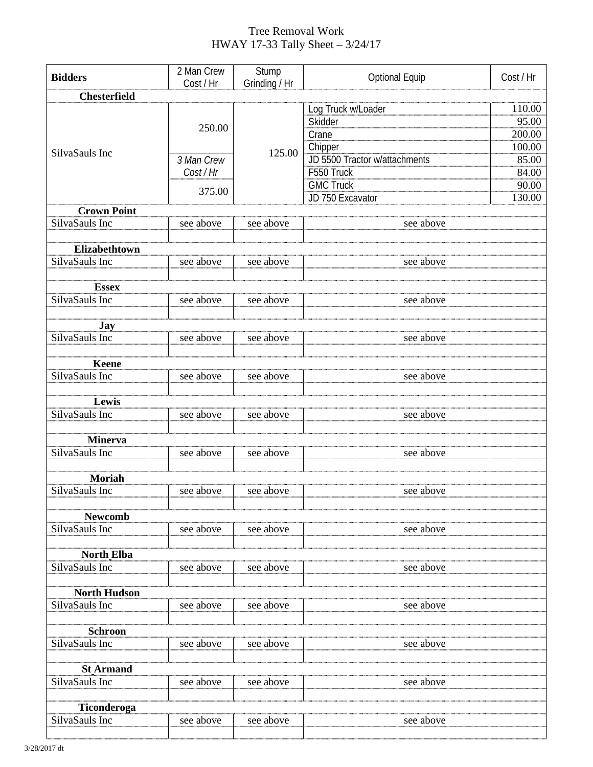# Tree Removal Work

## HWAY 17-33 Tally Sheet – 3/24/17

| Bidders | 2 Man Crew Cost / Hr | Stump Grinding / Hr | Optional Equip | Cost / Hr |
|---|---|---|---|---|
| **Chesterfield** | | | | |
| SilvaSauls Inc | 250.00 | 125.00 | Log Truck w/Loader | 110.00 |
| | | | Skidder | 95.00 |
| | | | Crane | 200.00 |
| | | | Chipper | 100.00 |
| | *3 Man Crew Cost / Hr* | | JD 5500 Tractor w/attachments | 85.00 |
| | 375.00 | | F550 Truck | 84.00 |
| | | | GMC Truck | 90.00 |
| | | | JD 750 Excavator | 130.00 |
| **Crown Point** | | | | |
| SilvaSauls Inc | see above | see above | see above | |
| | | | | |
| **Elizabethtown** | | | | |
| SilvaSauls Inc | see above | see above | see above | |
| | | | | |
| **Essex** | | | | |
| SilvaSauls Inc | see above | see above | see above | |
| | | | | |
| **Jay** | | | | |
| SilvaSauls Inc | see above | see above | see above | |
| | | | | |
| **Keene** | | | | |
| SilvaSauls Inc | see above | see above | see above | |
| | | | | |
| **Lewis** | | | | |
| SilvaSauls Inc | see above | see above | see above | |
| | | | | |
| **Minerva** | | | | |
| SilvaSauls Inc | see above | see above | see above | |
| | | | | |
| **Moriah** | | | | |
| SilvaSauls Inc | see above | see above | see above | |
| | | | | |
| **Newcomb** | | | | |
| SilvaSauls Inc | see above | see above | see above | |
| | | | | |
| **North Elba** | | | | |
| SilvaSauls Inc | see above | see above | see above | |
| | | | | |
| **North Hudson** | | | | |
| SilvaSauls Inc | see above | see above | see above | |
| | | | | |
| **Schroon** | | | | |
| SilvaSauls Inc | see above | see above | see above | |
| | | | | |
| **St Armand** | | | | |
| SilvaSauls Inc | see above | see above | see above | |
| | | | | |
| **Ticonderoga** | | | | |
| SilvaSauls Inc | see above | see above | see above | |
| | | | | |

3/28/2017 dt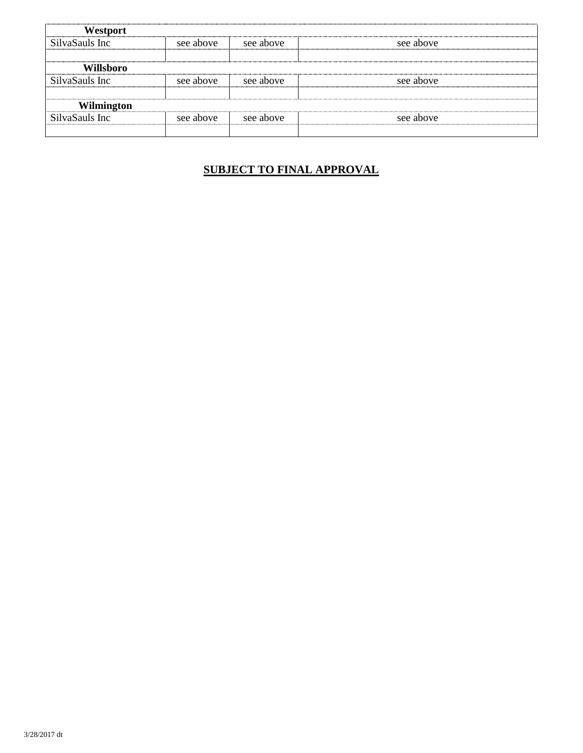| | | | |
|---|---|---|---|
| **Westport** | | | |
| SilvaSauls Inc | see above | see above | see above |
| | | | |
| **Willsboro** | | | |
| SilvaSauls Inc | see above | see above | see above |
| | | | |
| **Wilmington** | | | |
| SilvaSauls Inc | see above | see above | see above |
| | | | |

**SUBJECT TO FINAL APPROVAL**

3/28/2017 dt